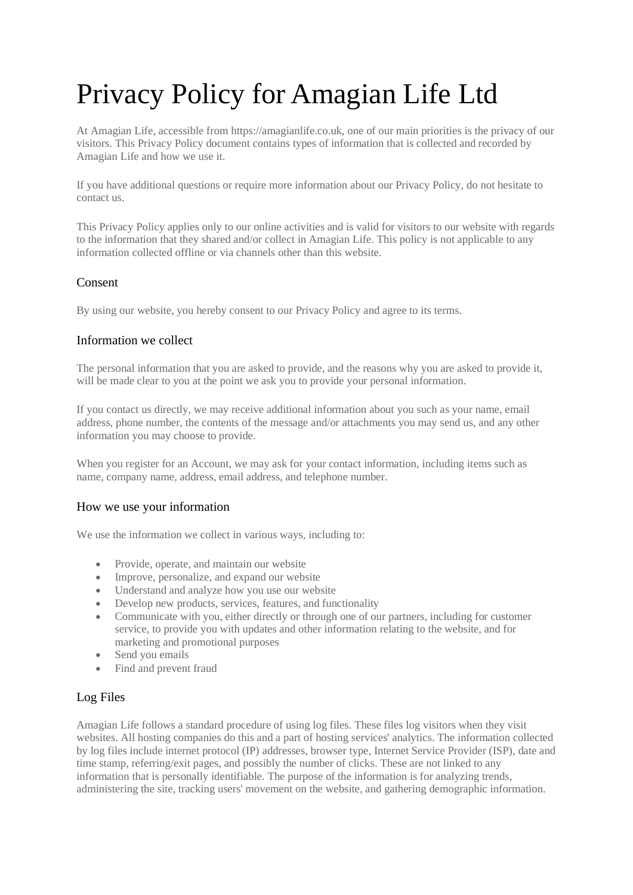# Privacy Policy for Amagian Life Ltd

At Amagian Life, accessible from https://amagianlife.co.uk, one of our main priorities is the privacy of our visitors. This Privacy Policy document contains types of information that is collected and recorded by Amagian Life and how we use it.

If you have additional questions or require more information about our Privacy Policy, do not hesitate to contact us.

This Privacy Policy applies only to our online activities and is valid for visitors to our website with regards to the information that they shared and/or collect in Amagian Life. This policy is not applicable to any information collected offline or via channels other than this website.

## Consent

By using our website, you hereby consent to our Privacy Policy and agree to its terms.

## Information we collect

The personal information that you are asked to provide, and the reasons why you are asked to provide it, will be made clear to you at the point we ask you to provide your personal information.

If you contact us directly, we may receive additional information about you such as your name, email address, phone number, the contents of the message and/or attachments you may send us, and any other information you may choose to provide.

When you register for an Account, we may ask for your contact information, including items such as name, company name, address, email address, and telephone number.

## How we use your information

We use the information we collect in various ways, including to:

- Provide, operate, and maintain our website
- Improve, personalize, and expand our website
- Understand and analyze how you use our website
- Develop new products, services, features, and functionality
- Communicate with you, either directly or through one of our partners, including for customer service, to provide you with updates and other information relating to the website, and for marketing and promotional purposes
- Send you emails
- Find and prevent fraud

## Log Files

Amagian Life follows a standard procedure of using log files. These files log visitors when they visit websites. All hosting companies do this and a part of hosting services' analytics. The information collected by log files include internet protocol (IP) addresses, browser type, Internet Service Provider (ISP), date and time stamp, referring/exit pages, and possibly the number of clicks. These are not linked to any information that is personally identifiable. The purpose of the information is for analyzing trends, administering the site, tracking users' movement on the website, and gathering demographic information.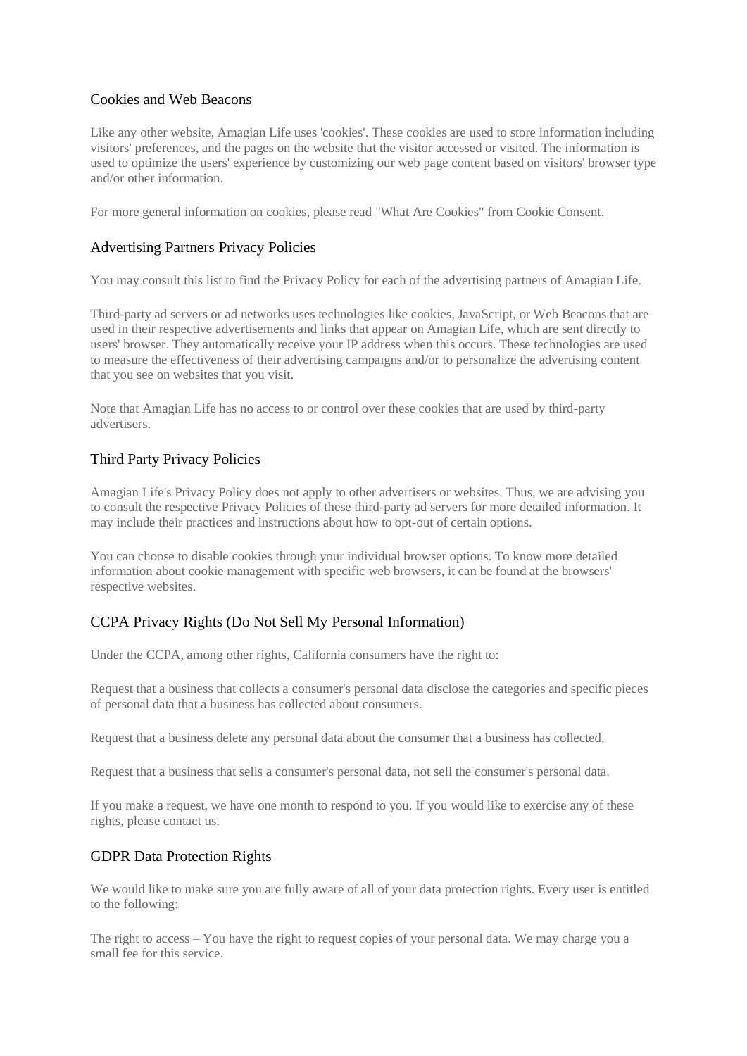## Cookies and Web Beacons

Like any other website, Amagian Life uses 'cookies'. These cookies are used to store information including visitors' preferences, and the pages on the website that the visitor accessed or visited. The information is used to optimize the users' experience by customizing our web page content based on visitors' browser type and/or other information.

For more general information on cookies, please read "What Are Cookies" from Cookie Consent.

## Advertising Partners Privacy Policies

You may consult this list to find the Privacy Policy for each of the advertising partners of Amagian Life.

Third-party ad servers or ad networks uses technologies like cookies, JavaScript, or Web Beacons that are used in their respective advertisements and links that appear on Amagian Life, which are sent directly to users' browser. They automatically receive your IP address when this occurs. These technologies are used to measure the effectiveness of their advertising campaigns and/or to personalize the advertising content that you see on websites that you visit.

Note that Amagian Life has no access to or control over these cookies that are used by third-party advertisers.

## Third Party Privacy Policies

Amagian Life's Privacy Policy does not apply to other advertisers or websites. Thus, we are advising you to consult the respective Privacy Policies of these third-party ad servers for more detailed information. It may include their practices and instructions about how to opt-out of certain options.

You can choose to disable cookies through your individual browser options. To know more detailed information about cookie management with specific web browsers, it can be found at the browsers' respective websites.

## CCPA Privacy Rights (Do Not Sell My Personal Information)

Under the CCPA, among other rights, California consumers have the right to:

Request that a business that collects a consumer's personal data disclose the categories and specific pieces of personal data that a business has collected about consumers.

Request that a business delete any personal data about the consumer that a business has collected.

Request that a business that sells a consumer's personal data, not sell the consumer's personal data.

If you make a request, we have one month to respond to you. If you would like to exercise any of these rights, please contact us.

## GDPR Data Protection Rights

We would like to make sure you are fully aware of all of your data protection rights. Every user is entitled to the following:

The right to access – You have the right to request copies of your personal data. We may charge you a small fee for this service.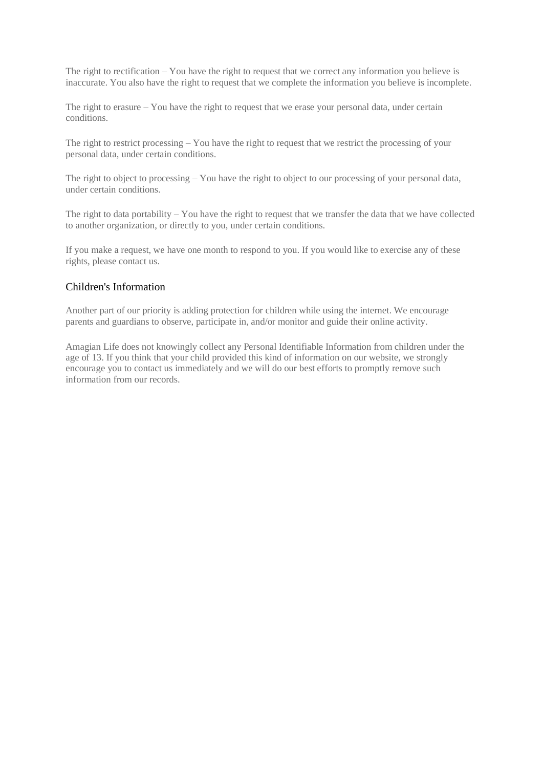The right to rectification – You have the right to request that we correct any information you believe is inaccurate. You also have the right to request that we complete the information you believe is incomplete.

The right to erasure – You have the right to request that we erase your personal data, under certain conditions.

The right to restrict processing – You have the right to request that we restrict the processing of your personal data, under certain conditions.

The right to object to processing – You have the right to object to our processing of your personal data, under certain conditions.

The right to data portability – You have the right to request that we transfer the data that we have collected to another organization, or directly to you, under certain conditions.

If you make a request, we have one month to respond to you. If you would like to exercise any of these rights, please contact us.

## Children's Information

Another part of our priority is adding protection for children while using the internet. We encourage parents and guardians to observe, participate in, and/or monitor and guide their online activity.

Amagian Life does not knowingly collect any Personal Identifiable Information from children under the age of 13. If you think that your child provided this kind of information on our website, we strongly encourage you to contact us immediately and we will do our best efforts to promptly remove such information from our records.